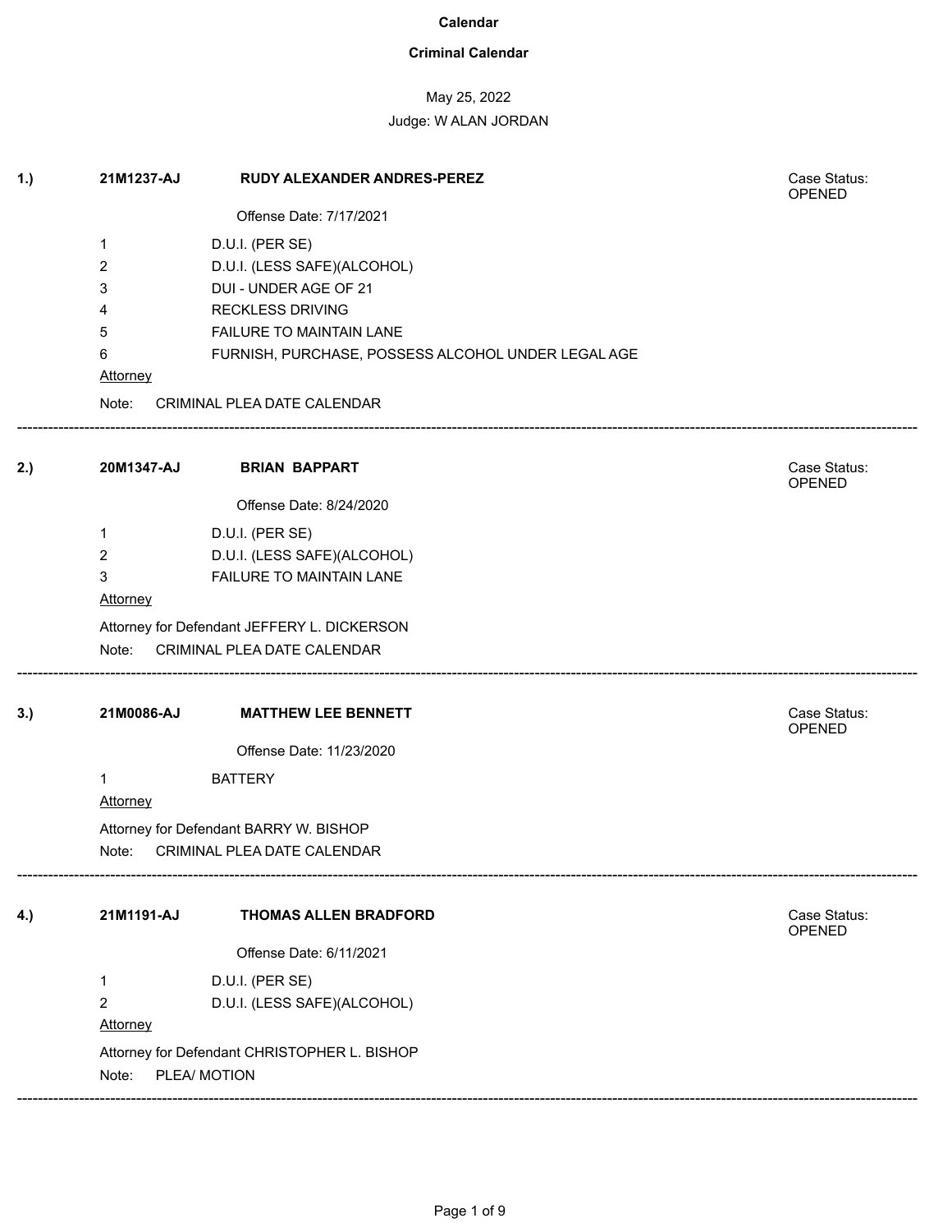# Calendar

## Criminal Calendar

May 25, 2022

Judge: W ALAN JORDAN

---

**1.) 21M1237-AJ — RUDY ALEXANDER ANDRES-PEREZ**

Case Status: OPENED

Offense Date: 7/17/2021

1. D.U.I. (PER SE)
2. D.U.I. (LESS SAFE)(ALCOHOL)
3. DUI - UNDER AGE OF 21
4. RECKLESS DRIVING
5. FAILURE TO MAINTAIN LANE
6. FURNISH, PURCHASE, POSSESS ALCOHOL UNDER LEGAL AGE

Attorney

Note: CRIMINAL PLEA DATE CALENDAR

---

**2.) 20M1347-AJ — BRIAN BAPPART**

Case Status: OPENED

Offense Date: 8/24/2020

1. D.U.I. (PER SE)
2. D.U.I. (LESS SAFE)(ALCOHOL)
3. FAILURE TO MAINTAIN LANE

Attorney

Attorney for Defendant JEFFERY L. DICKERSON

Note: CRIMINAL PLEA DATE CALENDAR

---

**3.) 21M0086-AJ — MATTHEW LEE BENNETT**

Case Status: OPENED

Offense Date: 11/23/2020

1. BATTERY

Attorney

Attorney for Defendant BARRY W. BISHOP

Note: CRIMINAL PLEA DATE CALENDAR

---

**4.) 21M1191-AJ — THOMAS ALLEN BRADFORD**

Case Status: OPENED

Offense Date: 6/11/2021

1. D.U.I. (PER SE)
2. D.U.I. (LESS SAFE)(ALCOHOL)

Attorney

Attorney for Defendant CHRISTOPHER L. BISHOP

Note: PLEA/ MOTION

---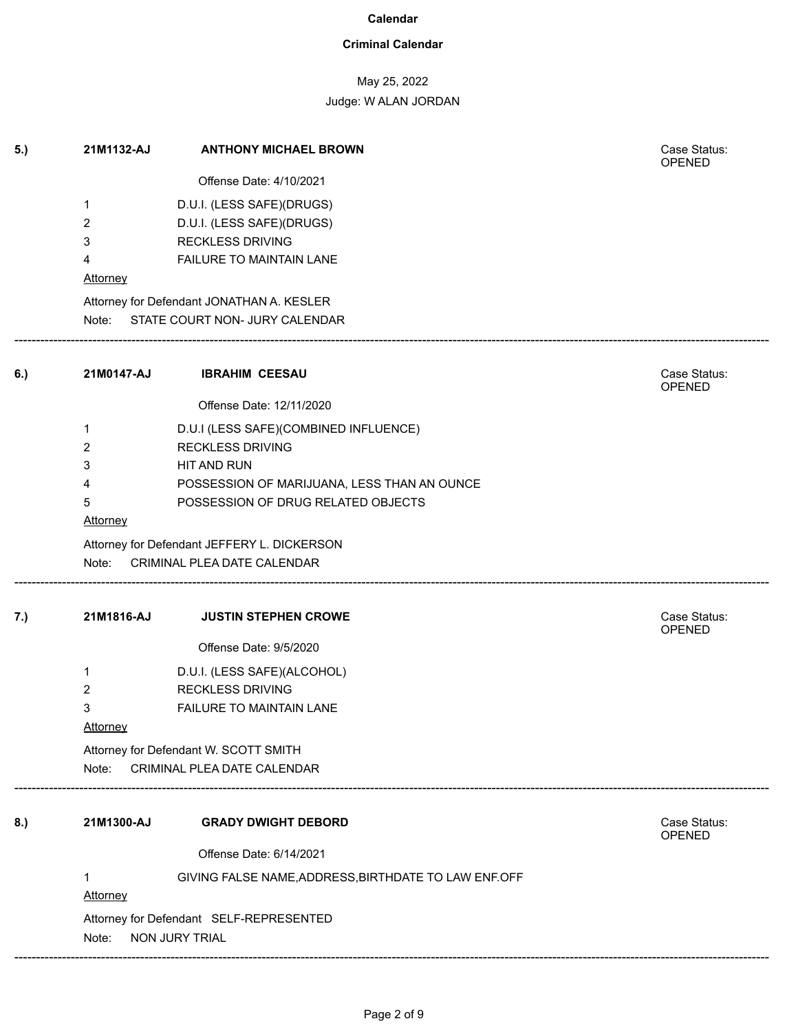**Calendar**

**Criminal Calendar**

May 25, 2022

Judge: W ALAN JORDAN

**5.)** **21M1132-AJ** **ANTHONY MICHAEL BROWN**

Case Status: OPENED

Offense Date: 4/10/2021

1 D.U.I. (LESS SAFE)(DRUGS)
2 D.U.I. (LESS SAFE)(DRUGS)
3 RECKLESS DRIVING
4 FAILURE TO MAINTAIN LANE

Attorney

Attorney for Defendant JONATHAN A. KESLER

Note: STATE COURT NON- JURY CALENDAR

---

**6.)** **21M0147-AJ** **IBRAHIM CEESAU**

Case Status: OPENED

Offense Date: 12/11/2020

1 D.U.I (LESS SAFE)(COMBINED INFLUENCE)
2 RECKLESS DRIVING
3 HIT AND RUN
4 POSSESSION OF MARIJUANA, LESS THAN AN OUNCE
5 POSSESSION OF DRUG RELATED OBJECTS

Attorney

Attorney for Defendant JEFFERY L. DICKERSON

Note: CRIMINAL PLEA DATE CALENDAR

---

**7.)** **21M1816-AJ** **JUSTIN STEPHEN CROWE**

Case Status: OPENED

Offense Date: 9/5/2020

1 D.U.I. (LESS SAFE)(ALCOHOL)
2 RECKLESS DRIVING
3 FAILURE TO MAINTAIN LANE

Attorney

Attorney for Defendant W. SCOTT SMITH

Note: CRIMINAL PLEA DATE CALENDAR

---

**8.)** **21M1300-AJ** **GRADY DWIGHT DEBORD**

Case Status: OPENED

Offense Date: 6/14/2021

1 GIVING FALSE NAME,ADDRESS,BIRTHDATE TO LAW ENF.OFF

Attorney

Attorney for Defendant SELF-REPRESENTED

Note: NON JURY TRIAL

---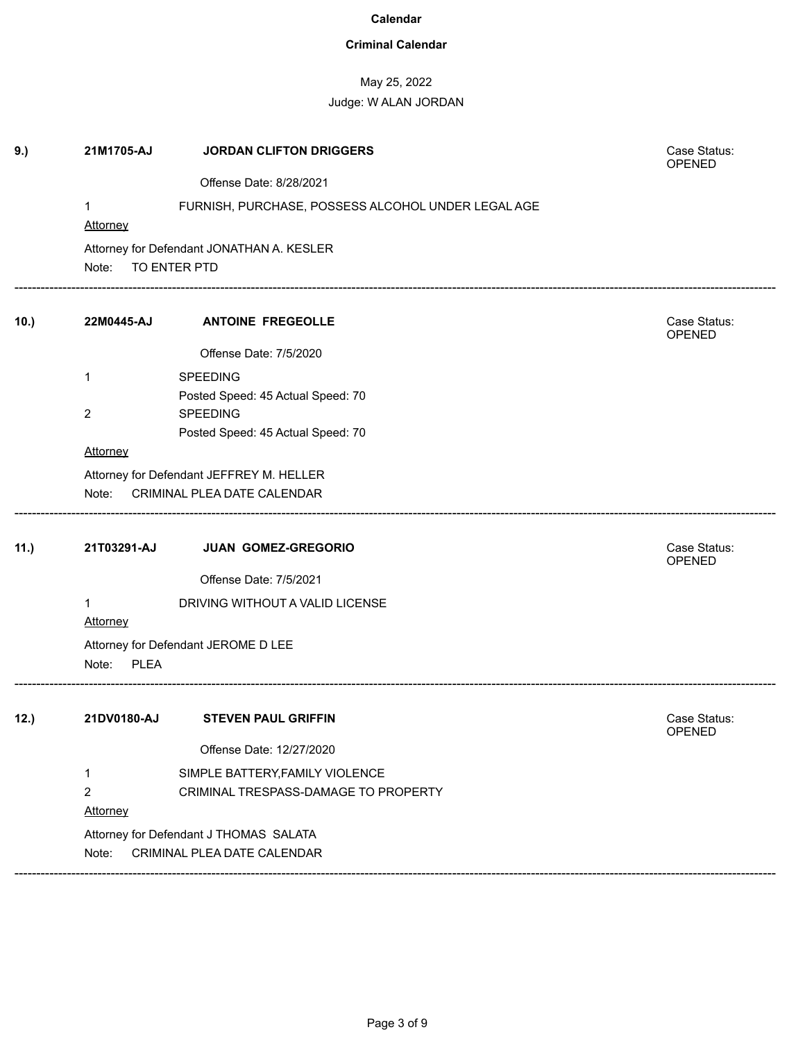**Calendar**

**Criminal Calendar**

May 25, 2022

Judge: W ALAN JORDAN

**9.)** **21M1705-AJ** **JORDAN CLIFTON DRIGGERS**

Case Status: OPENED

Offense Date: 8/28/2021

1 FURNISH, PURCHASE, POSSESS ALCOHOL UNDER LEGAL AGE

Attorney

Attorney for Defendant JONATHAN A. KESLER

Note: TO ENTER PTD

---

**10.)** **22M0445-AJ** **ANTOINE FREGEOLLE**

Case Status: OPENED

Offense Date: 7/5/2020

1 SPEEDING
Posted Speed: 45 Actual Speed: 70

2 SPEEDING
Posted Speed: 45 Actual Speed: 70

Attorney

Attorney for Defendant JEFFREY M. HELLER

Note: CRIMINAL PLEA DATE CALENDAR

---

**11.)** **21T03291-AJ** **JUAN GOMEZ-GREGORIO**

Case Status: OPENED

Offense Date: 7/5/2021

1 DRIVING WITHOUT A VALID LICENSE

Attorney

Attorney for Defendant JEROME D LEE

Note: PLEA

---

**12.)** **21DV0180-AJ** **STEVEN PAUL GRIFFIN**

Case Status: OPENED

Offense Date: 12/27/2020

1 SIMPLE BATTERY,FAMILY VIOLENCE

2 CRIMINAL TRESPASS-DAMAGE TO PROPERTY

Attorney

Attorney for Defendant J THOMAS SALATA

Note: CRIMINAL PLEA DATE CALENDAR

---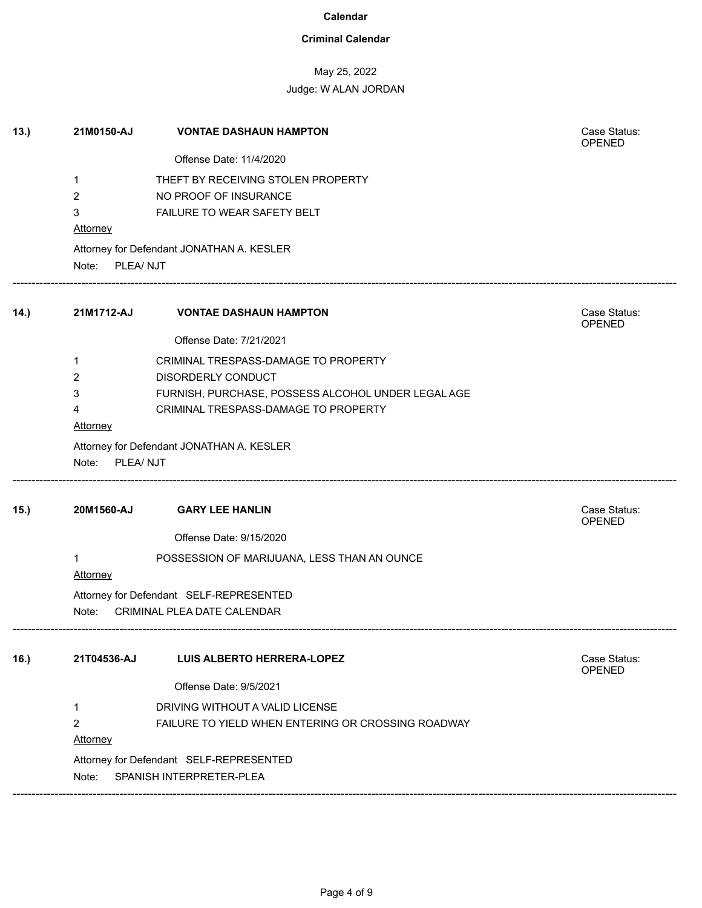# Calendar

## Criminal Calendar

May 25, 2022

Judge: W ALAN JORDAN

---

**13.)** **21M0150-AJ** **VONTAE DASHAUN HAMPTON** Case Status: OPENED

Offense Date: 11/4/2020

1 THEFT BY RECEIVING STOLEN PROPERTY
2 NO PROOF OF INSURANCE
3 FAILURE TO WEAR SAFETY BELT

Attorney

Attorney for Defendant JONATHAN A. KESLER

Note: PLEA/ NJT

---

**14.)** **21M1712-AJ** **VONTAE DASHAUN HAMPTON** Case Status: OPENED

Offense Date: 7/21/2021

1 CRIMINAL TRESPASS-DAMAGE TO PROPERTY
2 DISORDERLY CONDUCT
3 FURNISH, PURCHASE, POSSESS ALCOHOL UNDER LEGAL AGE
4 CRIMINAL TRESPASS-DAMAGE TO PROPERTY

Attorney

Attorney for Defendant JONATHAN A. KESLER

Note: PLEA/ NJT

---

**15.)** **20M1560-AJ** **GARY LEE HANLIN** Case Status: OPENED

Offense Date: 9/15/2020

1 POSSESSION OF MARIJUANA, LESS THAN AN OUNCE

Attorney

Attorney for Defendant SELF-REPRESENTED

Note: CRIMINAL PLEA DATE CALENDAR

---

**16.)** **21T04536-AJ** **LUIS ALBERTO HERRERA-LOPEZ** Case Status: OPENED

Offense Date: 9/5/2021

1 DRIVING WITHOUT A VALID LICENSE
2 FAILURE TO YIELD WHEN ENTERING OR CROSSING ROADWAY

Attorney

Attorney for Defendant SELF-REPRESENTED

Note: SPANISH INTERPRETER-PLEA

---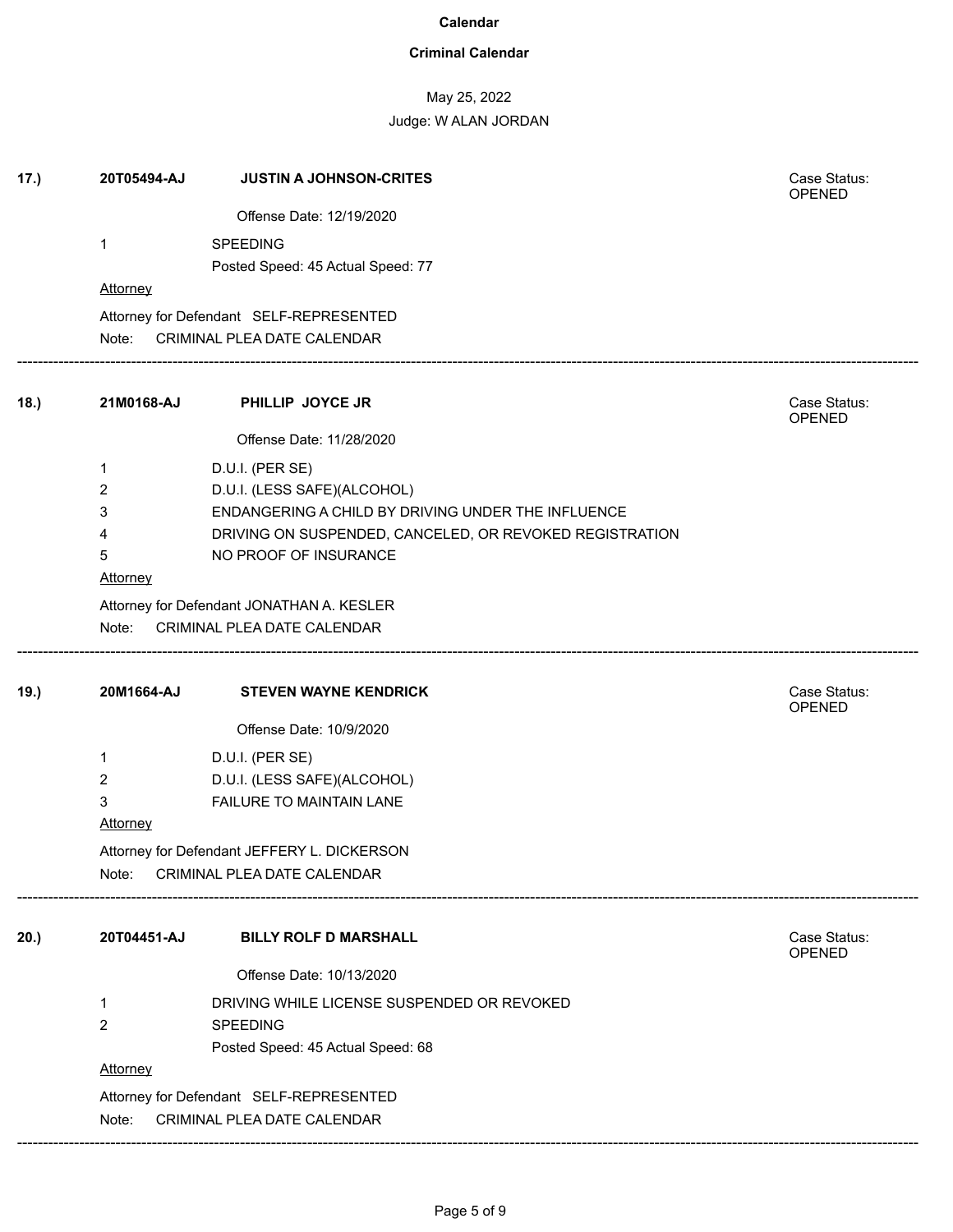# Calendar

## Criminal Calendar

May 25, 2022

Judge: W ALAN JORDAN

---

**17.)** **20T05494-AJ** **JUSTIN A JOHNSON-CRITES** — Case Status: OPENED

Offense Date: 12/19/2020

1 SPEEDING
Posted Speed: 45 Actual Speed: 77

Attorney

Attorney for Defendant SELF-REPRESENTED

Note: CRIMINAL PLEA DATE CALENDAR

---

**18.)** **21M0168-AJ** **PHILLIP JOYCE JR** — Case Status: OPENED

Offense Date: 11/28/2020

1 D.U.I. (PER SE)
2 D.U.I. (LESS SAFE)(ALCOHOL)
3 ENDANGERING A CHILD BY DRIVING UNDER THE INFLUENCE
4 DRIVING ON SUSPENDED, CANCELED, OR REVOKED REGISTRATION
5 NO PROOF OF INSURANCE

Attorney

Attorney for Defendant JONATHAN A. KESLER

Note: CRIMINAL PLEA DATE CALENDAR

---

**19.)** **20M1664-AJ** **STEVEN WAYNE KENDRICK** — Case Status: OPENED

Offense Date: 10/9/2020

1 D.U.I. (PER SE)
2 D.U.I. (LESS SAFE)(ALCOHOL)
3 FAILURE TO MAINTAIN LANE

Attorney

Attorney for Defendant JEFFERY L. DICKERSON

Note: CRIMINAL PLEA DATE CALENDAR

---

**20.)** **20T04451-AJ** **BILLY ROLF D MARSHALL** — Case Status: OPENED

Offense Date: 10/13/2020

1 DRIVING WHILE LICENSE SUSPENDED OR REVOKED
2 SPEEDING
Posted Speed: 45 Actual Speed: 68

Attorney

Attorney for Defendant SELF-REPRESENTED

Note: CRIMINAL PLEA DATE CALENDAR

---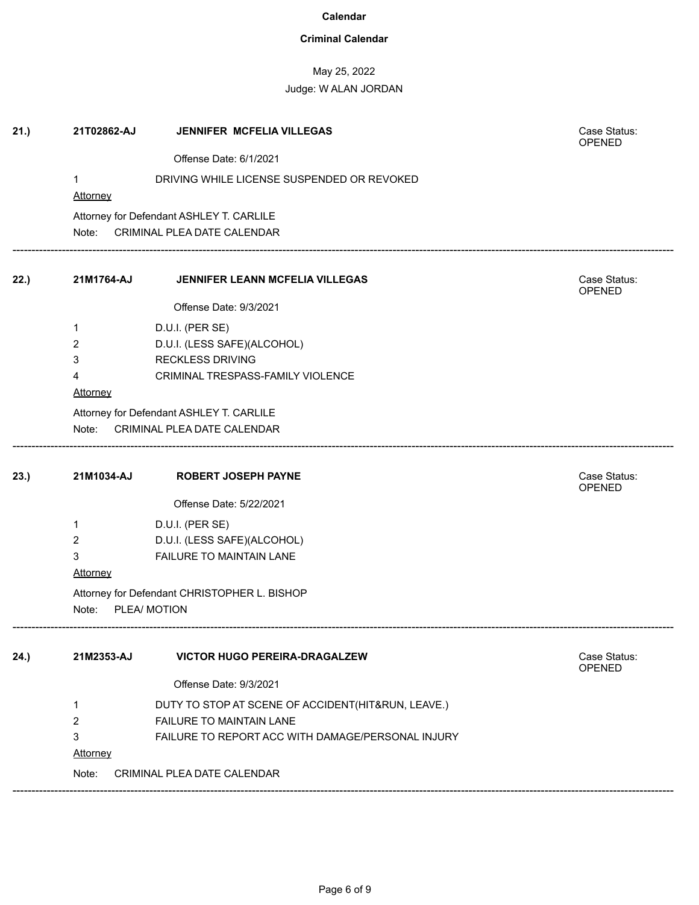**Calendar**

**Criminal Calendar**

May 25, 2022

Judge: W ALAN JORDAN

---

**21.)** **21T02862-AJ** **JENNIFER MCFELIA VILLEGAS** Case Status: OPENED

Offense Date: 6/1/2021

1 DRIVING WHILE LICENSE SUSPENDED OR REVOKED

Attorney

Attorney for Defendant ASHLEY T. CARLILE

Note: CRIMINAL PLEA DATE CALENDAR

---

**22.)** **21M1764-AJ** **JENNIFER LEANN MCFELIA VILLEGAS** Case Status: OPENED

Offense Date: 9/3/2021

1 D.U.I. (PER SE)

2 D.U.I. (LESS SAFE)(ALCOHOL)

3 RECKLESS DRIVING

4 CRIMINAL TRESPASS-FAMILY VIOLENCE

Attorney

Attorney for Defendant ASHLEY T. CARLILE

Note: CRIMINAL PLEA DATE CALENDAR

---

**23.)** **21M1034-AJ** **ROBERT JOSEPH PAYNE** Case Status: OPENED

Offense Date: 5/22/2021

1 D.U.I. (PER SE)

2 D.U.I. (LESS SAFE)(ALCOHOL)

3 FAILURE TO MAINTAIN LANE

Attorney

Attorney for Defendant CHRISTOPHER L. BISHOP

Note: PLEA/ MOTION

---

**24.)** **21M2353-AJ** **VICTOR HUGO PEREIRA-DRAGALZEW** Case Status: OPENED

Offense Date: 9/3/2021

1 DUTY TO STOP AT SCENE OF ACCIDENT(HIT&RUN, LEAVE.)

2 FAILURE TO MAINTAIN LANE

3 FAILURE TO REPORT ACC WITH DAMAGE/PERSONAL INJURY

Attorney

Note: CRIMINAL PLEA DATE CALENDAR

---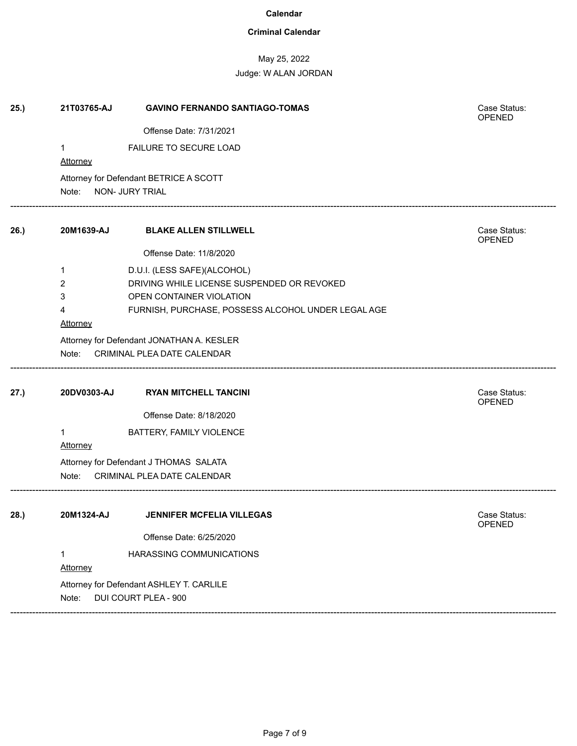# Calendar

## Criminal Calendar

May 25, 2022

Judge: W ALAN JORDAN

**25.)** **21T03765-AJ** **GAVINO FERNANDO SANTIAGO-TOMAS**

Case Status: OPENED

Offense Date: 7/31/2021

1 FAILURE TO SECURE LOAD

Attorney

Attorney for Defendant BETRICE A SCOTT

Note: NON- JURY TRIAL

---

**26.)** **20M1639-AJ** **BLAKE ALLEN STILLWELL**

Case Status: OPENED

Offense Date: 11/8/2020

1 D.U.I. (LESS SAFE)(ALCOHOL)

2 DRIVING WHILE LICENSE SUSPENDED OR REVOKED

3 OPEN CONTAINER VIOLATION

4 FURNISH, PURCHASE, POSSESS ALCOHOL UNDER LEGAL AGE

Attorney

Attorney for Defendant JONATHAN A. KESLER

Note: CRIMINAL PLEA DATE CALENDAR

---

**27.)** **20DV0303-AJ** **RYAN MITCHELL TANCINI**

Case Status: OPENED

Offense Date: 8/18/2020

1 BATTERY, FAMILY VIOLENCE

Attorney

Attorney for Defendant J THOMAS SALATA

Note: CRIMINAL PLEA DATE CALENDAR

---

**28.)** **20M1324-AJ** **JENNIFER MCFELIA VILLEGAS**

Case Status: OPENED

Offense Date: 6/25/2020

1 HARASSING COMMUNICATIONS

Attorney

Attorney for Defendant ASHLEY T. CARLILE

Note: DUI COURT PLEA - 900

---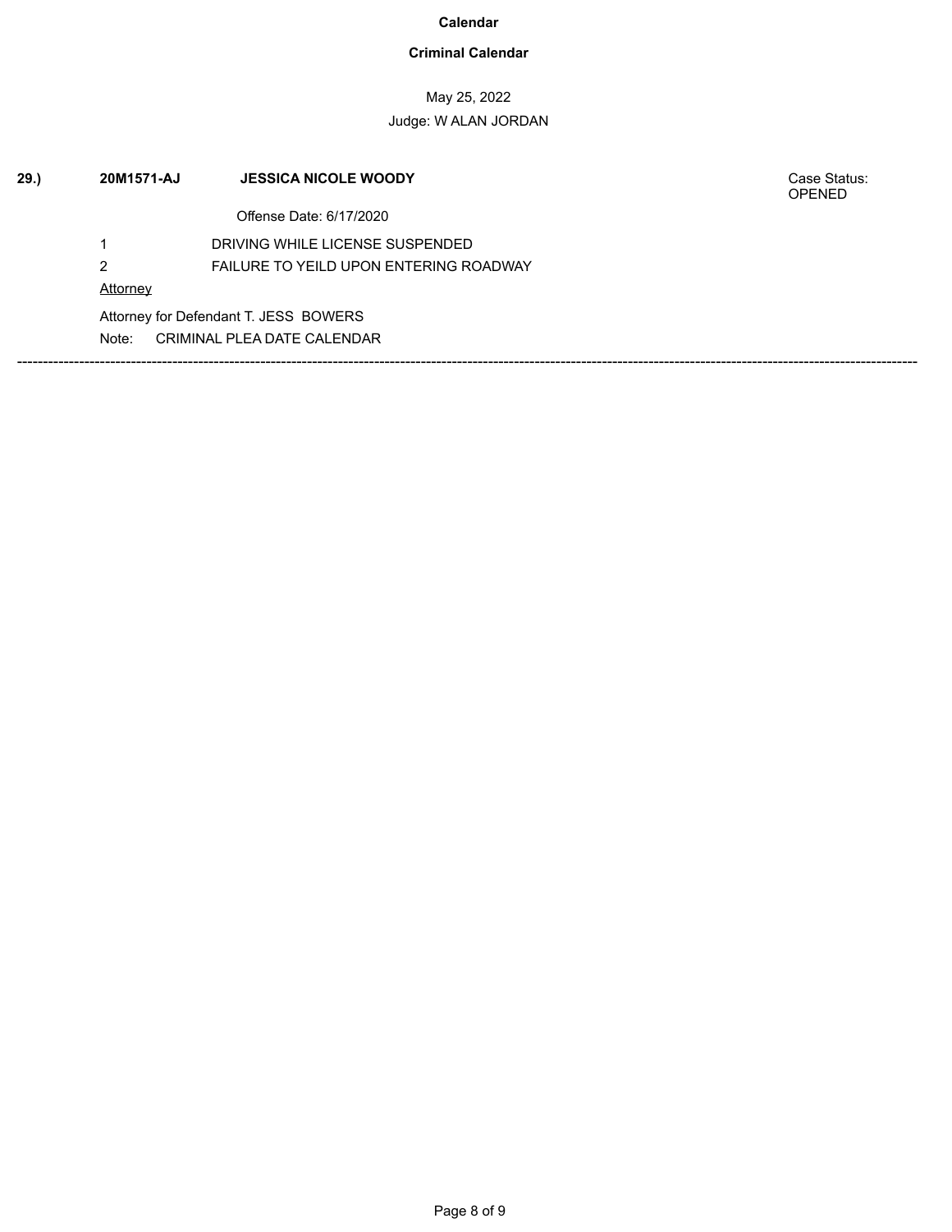**Calendar**

**Criminal Calendar**

May 25, 2022

Judge: W ALAN JORDAN

**29.)** **20M1571-AJ** **JESSICA NICOLE WOODY** Case Status: OPENED

Offense Date: 6/17/2020

1 DRIVING WHILE LICENSE SUSPENDED

2 FAILURE TO YEILD UPON ENTERING ROADWAY

Attorney

Attorney for Defendant T. JESS BOWERS

Note: CRIMINAL PLEA DATE CALENDAR

---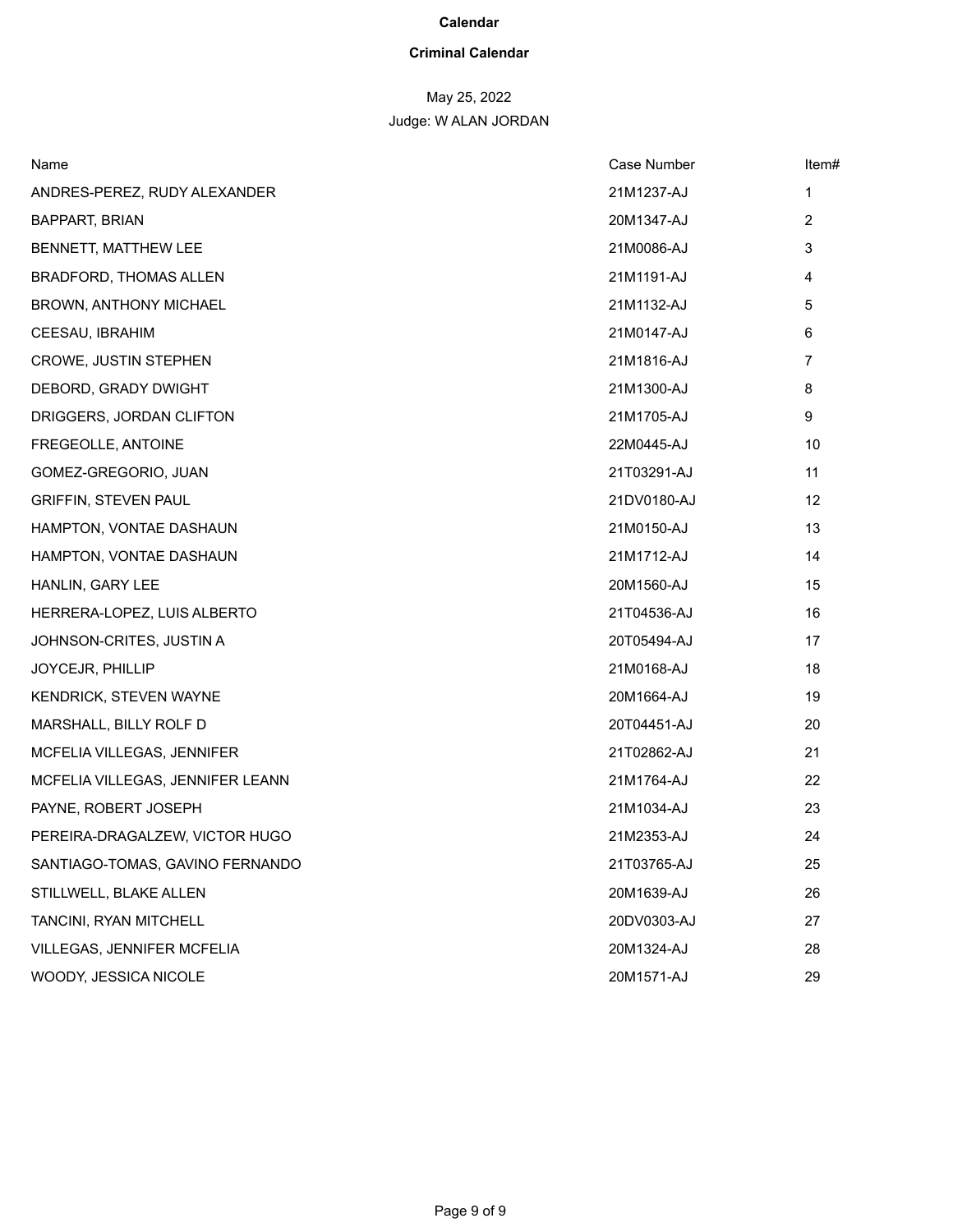**Calendar**

**Criminal Calendar**

May 25, 2022

Judge: W ALAN JORDAN

| Name | Case Number | Item# |
|---|---|---|
| ANDRES-PEREZ, RUDY ALEXANDER | 21M1237-AJ | 1 |
| BAPPART, BRIAN | 20M1347-AJ | 2 |
| BENNETT, MATTHEW LEE | 21M0086-AJ | 3 |
| BRADFORD, THOMAS ALLEN | 21M1191-AJ | 4 |
| BROWN, ANTHONY MICHAEL | 21M1132-AJ | 5 |
| CEESAU, IBRAHIM | 21M0147-AJ | 6 |
| CROWE, JUSTIN STEPHEN | 21M1816-AJ | 7 |
| DEBORD, GRADY DWIGHT | 21M1300-AJ | 8 |
| DRIGGERS, JORDAN CLIFTON | 21M1705-AJ | 9 |
| FREGEOLLE, ANTOINE | 22M0445-AJ | 10 |
| GOMEZ-GREGORIO, JUAN | 21T03291-AJ | 11 |
| GRIFFIN, STEVEN PAUL | 21DV0180-AJ | 12 |
| HAMPTON, VONTAE DASHAUN | 21M0150-AJ | 13 |
| HAMPTON, VONTAE DASHAUN | 21M1712-AJ | 14 |
| HANLIN, GARY LEE | 20M1560-AJ | 15 |
| HERRERA-LOPEZ, LUIS ALBERTO | 21T04536-AJ | 16 |
| JOHNSON-CRITES, JUSTIN A | 20T05494-AJ | 17 |
| JOYCEJR, PHILLIP | 21M0168-AJ | 18 |
| KENDRICK, STEVEN WAYNE | 20M1664-AJ | 19 |
| MARSHALL, BILLY ROLF D | 20T04451-AJ | 20 |
| MCFELIA VILLEGAS, JENNIFER | 21T02862-AJ | 21 |
| MCFELIA VILLEGAS, JENNIFER LEANN | 21M1764-AJ | 22 |
| PAYNE, ROBERT JOSEPH | 21M1034-AJ | 23 |
| PEREIRA-DRAGALZEW, VICTOR HUGO | 21M2353-AJ | 24 |
| SANTIAGO-TOMAS, GAVINO FERNANDO | 21T03765-AJ | 25 |
| STILLWELL, BLAKE ALLEN | 20M1639-AJ | 26 |
| TANCINI, RYAN MITCHELL | 20DV0303-AJ | 27 |
| VILLEGAS, JENNIFER MCFELIA | 20M1324-AJ | 28 |
| WOODY, JESSICA NICOLE | 20M1571-AJ | 29 |